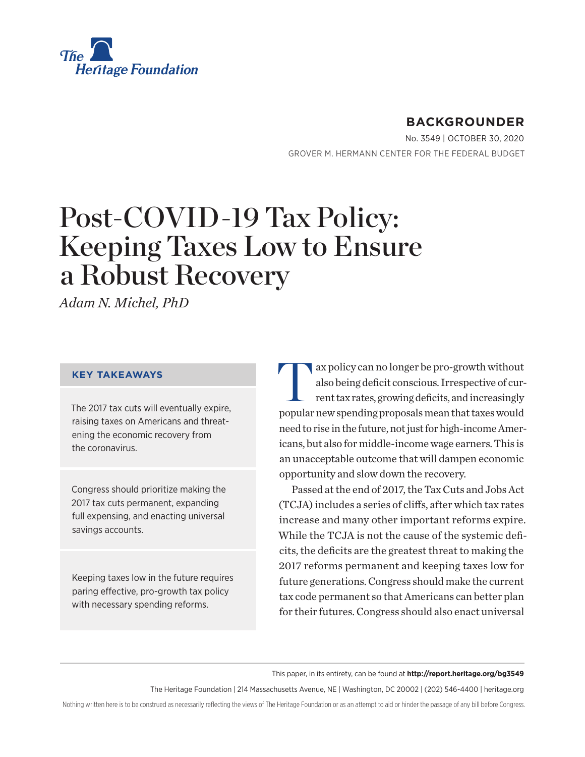The Heritage Foundation

**BACKGROUNDER**

No. 3549 | OCTOBER 30, 2020

GROVER M. HERMANN CENTER FOR THE FEDERAL BUDGET

# Post-COVID-19 Tax Policy: Keeping Taxes Low to Ensure a Robust Recovery

*Adam N. Michel, PhD*

### KEY TAKEAWAYS

The 2017 tax cuts will eventually expire, raising taxes on Americans and threatening the economic recovery from the coronavirus.

Congress should prioritize making the 2017 tax cuts permanent, expanding full expensing, and enacting universal savings accounts.

Keeping taxes low in the future requires paring effective, pro-growth tax policy with necessary spending reforms.

Tax policy can no longer be pro-growth without also being deficit conscious. Irrespective of current tax rates, growing deficits, and increasingly popular new spending proposals mean that taxes would need to rise in the future, not just for high-income Americans, but also for middle-income wage earners. This is an unacceptable outcome that will dampen economic opportunity and slow down the recovery.

Passed at the end of 2017, the Tax Cuts and Jobs Act (TCJA) includes a series of cliffs, after which tax rates increase and many other important reforms expire. While the TCJA is not the cause of the systemic deficits, the deficits are the greatest threat to making the 2017 reforms permanent and keeping taxes low for future generations. Congress should make the current tax code permanent so that Americans can better plan for their futures. Congress should also enact universal

This paper, in its entirety, can be found at **http://report.heritage.org/bg3549**

The Heritage Foundation | 214 Massachusetts Avenue, NE | Washington, DC 20002 | (202) 546-4400 | heritage.org

Nothing written here is to be construed as necessarily reflecting the views of The Heritage Foundation or as an attempt to aid or hinder the passage of any bill before Congress.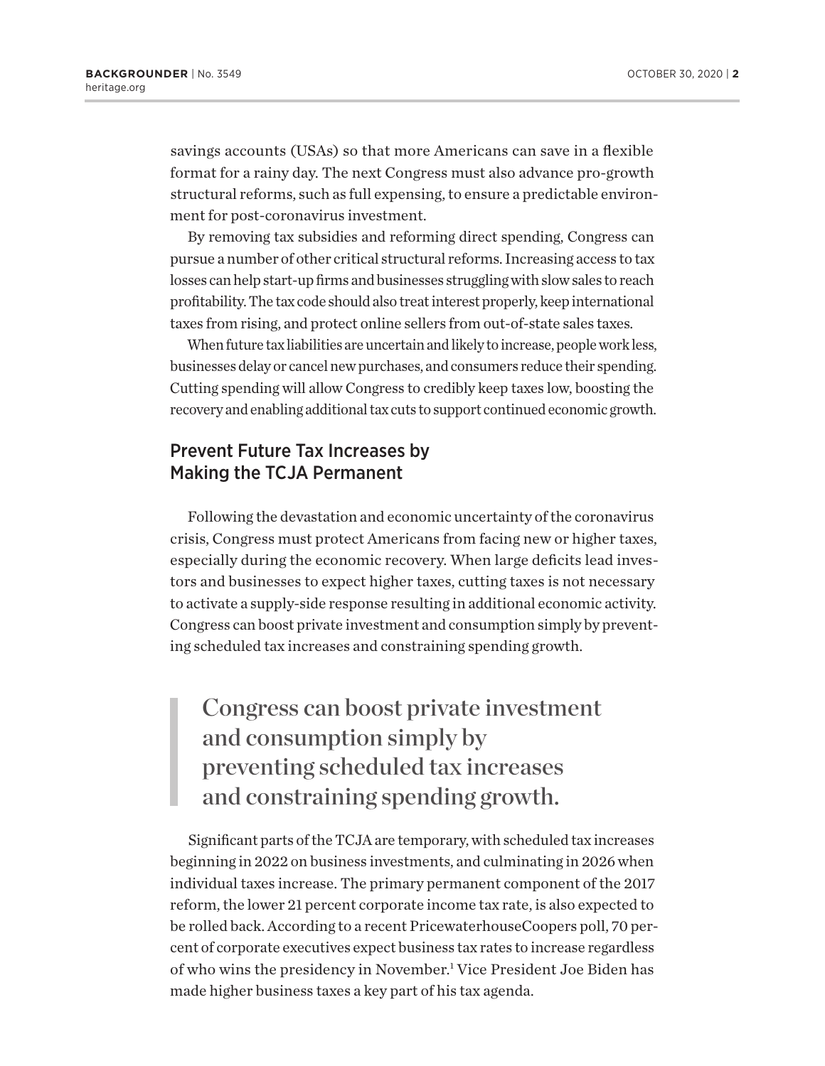savings accounts (USAs) so that more Americans can save in a flexible format for a rainy day. The next Congress must also advance pro-growth structural reforms, such as full expensing, to ensure a predictable environment for post-coronavirus investment.

By removing tax subsidies and reforming direct spending, Congress can pursue a number of other critical structural reforms. Increasing access to tax losses can help start-up firms and businesses struggling with slow sales to reach profitability. The tax code should also treat interest properly, keep international taxes from rising, and protect online sellers from out-of-state sales taxes.

When future tax liabilities are uncertain and likely to increase, people work less, businesses delay or cancel new purchases, and consumers reduce their spending. Cutting spending will allow Congress to credibly keep taxes low, boosting the recovery and enabling additional tax cuts to support continued economic growth.

## Prevent Future Tax Increases by Making the TCJA Permanent

Following the devastation and economic uncertainty of the coronavirus crisis, Congress must protect Americans from facing new or higher taxes, especially during the economic recovery. When large deficits lead investors and businesses to expect higher taxes, cutting taxes is not necessary to activate a supply-side response resulting in additional economic activity. Congress can boost private investment and consumption simply by preventing scheduled tax increases and constraining spending growth.

> Congress can boost private investment and consumption simply by preventing scheduled tax increases and constraining spending growth.

Significant parts of the TCJA are temporary, with scheduled tax increases beginning in 2022 on business investments, and culminating in 2026 when individual taxes increase. The primary permanent component of the 2017 reform, the lower 21 percent corporate income tax rate, is also expected to be rolled back. According to a recent PricewaterhouseCoopers poll, 70 percent of corporate executives expect business tax rates to increase regardless of who wins the presidency in November.[1] Vice President Joe Biden has made higher business taxes a key part of his tax agenda.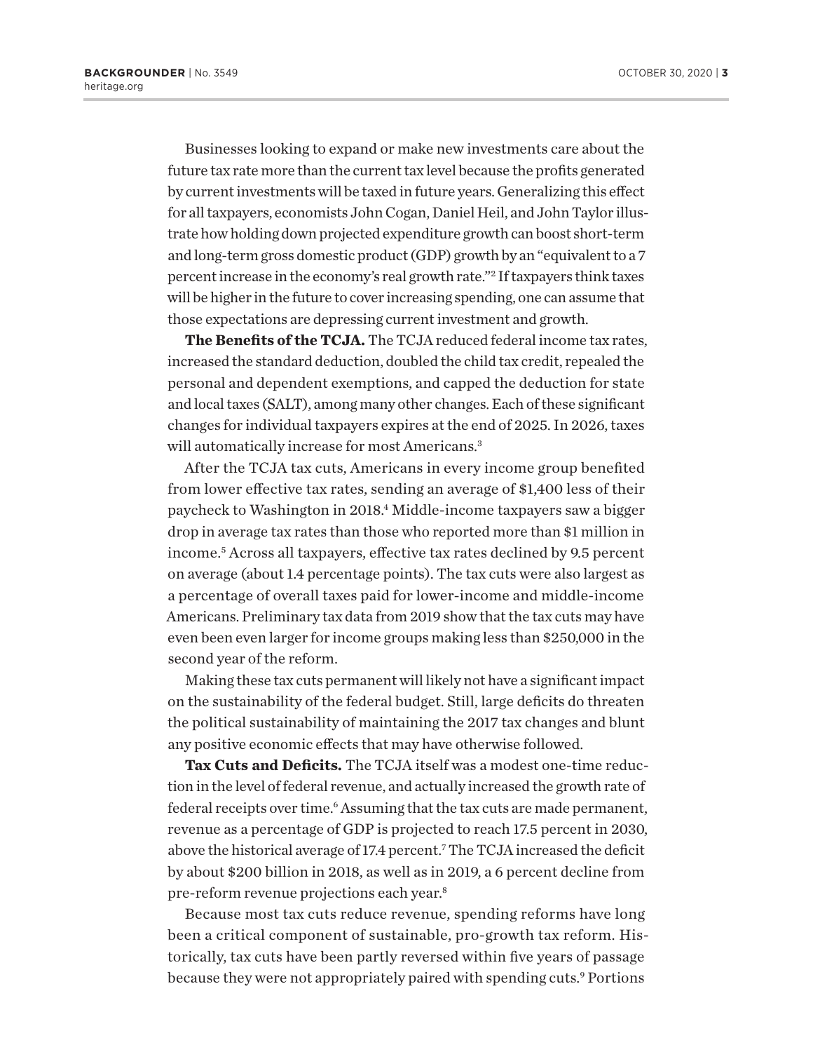Businesses looking to expand or make new investments care about the future tax rate more than the current tax level because the profits generated by current investments will be taxed in future years. Generalizing this effect for all taxpayers, economists John Cogan, Daniel Heil, and John Taylor illustrate how holding down projected expenditure growth can boost short-term and long-term gross domestic product (GDP) growth by an "equivalent to a 7 percent increase in the economy's real growth rate."[2] If taxpayers think taxes will be higher in the future to cover increasing spending, one can assume that those expectations are depressing current investment and growth.

**The Benefits of the TCJA.** The TCJA reduced federal income tax rates, increased the standard deduction, doubled the child tax credit, repealed the personal and dependent exemptions, and capped the deduction for state and local taxes (SALT), among many other changes. Each of these significant changes for individual taxpayers expires at the end of 2025. In 2026, taxes will automatically increase for most Americans.[3]

After the TCJA tax cuts, Americans in every income group benefited from lower effective tax rates, sending an average of $1,400 less of their paycheck to Washington in 2018.[4] Middle-income taxpayers saw a bigger drop in average tax rates than those who reported more than $1 million in income.[5] Across all taxpayers, effective tax rates declined by 9.5 percent on average (about 1.4 percentage points). The tax cuts were also largest as a percentage of overall taxes paid for lower-income and middle-income Americans. Preliminary tax data from 2019 show that the tax cuts may have even been even larger for income groups making less than $250,000 in the second year of the reform.

Making these tax cuts permanent will likely not have a significant impact on the sustainability of the federal budget. Still, large deficits do threaten the political sustainability of maintaining the 2017 tax changes and blunt any positive economic effects that may have otherwise followed.

**Tax Cuts and Deficits.** The TCJA itself was a modest one-time reduction in the level of federal revenue, and actually increased the growth rate of federal receipts over time.[6] Assuming that the tax cuts are made permanent, revenue as a percentage of GDP is projected to reach 17.5 percent in 2030, above the historical average of 17.4 percent.[7] The TCJA increased the deficit by about $200 billion in 2018, as well as in 2019, a 6 percent decline from pre-reform revenue projections each year.[8]

Because most tax cuts reduce revenue, spending reforms have long been a critical component of sustainable, pro-growth tax reform. Historically, tax cuts have been partly reversed within five years of passage because they were not appropriately paired with spending cuts.[9] Portions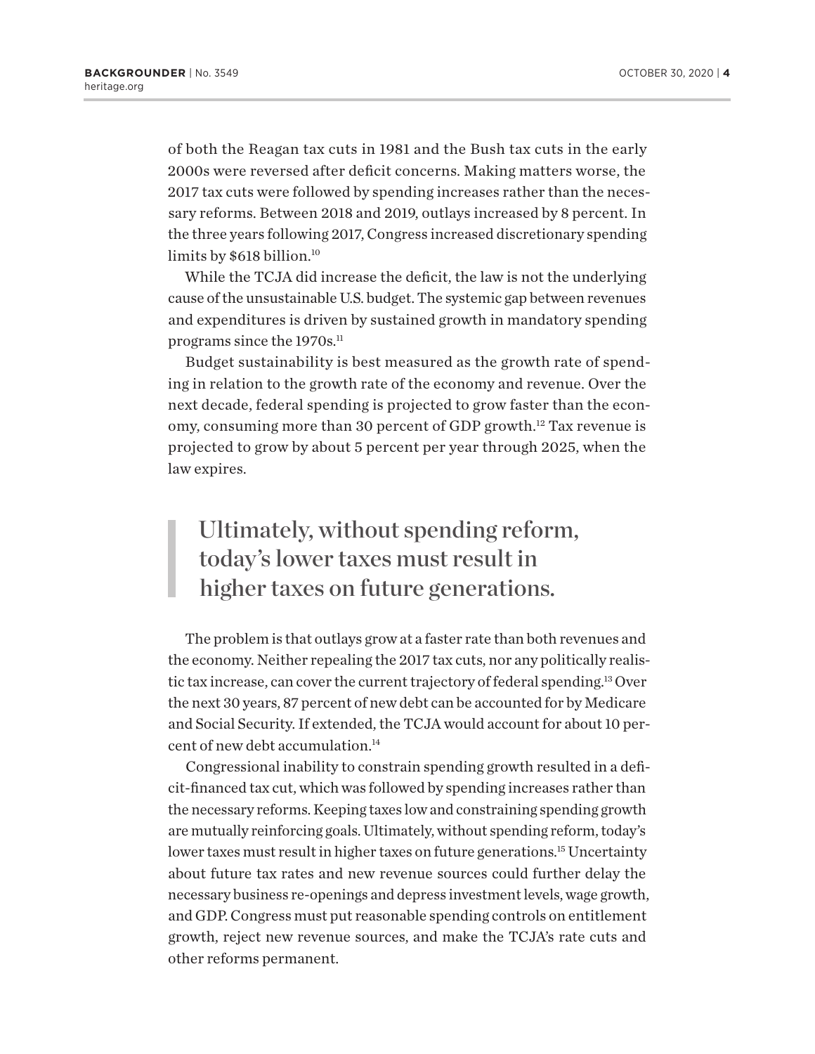of both the Reagan tax cuts in 1981 and the Bush tax cuts in the early 2000s were reversed after deficit concerns. Making matters worse, the 2017 tax cuts were followed by spending increases rather than the necessary reforms. Between 2018 and 2019, outlays increased by 8 percent. In the three years following 2017, Congress increased discretionary spending limits by $618 billion.[10]

While the TCJA did increase the deficit, the law is not the underlying cause of the unsustainable U.S. budget. The systemic gap between revenues and expenditures is driven by sustained growth in mandatory spending programs since the 1970s.[11]

Budget sustainability is best measured as the growth rate of spending in relation to the growth rate of the economy and revenue. Over the next decade, federal spending is projected to grow faster than the economy, consuming more than 30 percent of GDP growth.[12] Tax revenue is projected to grow by about 5 percent per year through 2025, when the law expires.

> Ultimately, without spending reform, today's lower taxes must result in higher taxes on future generations.

The problem is that outlays grow at a faster rate than both revenues and the economy. Neither repealing the 2017 tax cuts, nor any politically realistic tax increase, can cover the current trajectory of federal spending.[13] Over the next 30 years, 87 percent of new debt can be accounted for by Medicare and Social Security. If extended, the TCJA would account for about 10 percent of new debt accumulation.[14]

Congressional inability to constrain spending growth resulted in a deficit-financed tax cut, which was followed by spending increases rather than the necessary reforms. Keeping taxes low and constraining spending growth are mutually reinforcing goals. Ultimately, without spending reform, today's lower taxes must result in higher taxes on future generations.[15] Uncertainty about future tax rates and new revenue sources could further delay the necessary business re-openings and depress investment levels, wage growth, and GDP. Congress must put reasonable spending controls on entitlement growth, reject new revenue sources, and make the TCJA's rate cuts and other reforms permanent.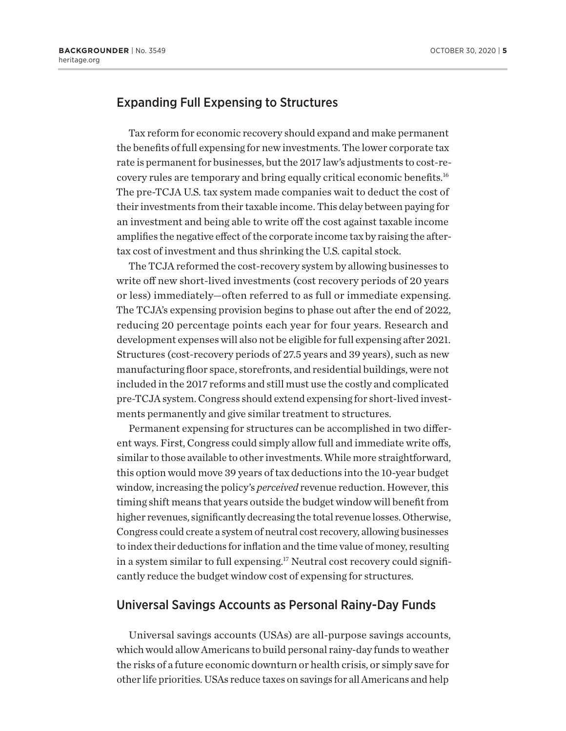## Expanding Full Expensing to Structures

Tax reform for economic recovery should expand and make permanent the benefits of full expensing for new investments. The lower corporate tax rate is permanent for businesses, but the 2017 law's adjustments to cost-recovery rules are temporary and bring equally critical economic benefits.[16] The pre-TCJA U.S. tax system made companies wait to deduct the cost of their investments from their taxable income. This delay between paying for an investment and being able to write off the cost against taxable income amplifies the negative effect of the corporate income tax by raising the after-tax cost of investment and thus shrinking the U.S. capital stock.

The TCJA reformed the cost-recovery system by allowing businesses to write off new short-lived investments (cost recovery periods of 20 years or less) immediately—often referred to as full or immediate expensing. The TCJA's expensing provision begins to phase out after the end of 2022, reducing 20 percentage points each year for four years. Research and development expenses will also not be eligible for full expensing after 2021. Structures (cost-recovery periods of 27.5 years and 39 years), such as new manufacturing floor space, storefronts, and residential buildings, were not included in the 2017 reforms and still must use the costly and complicated pre-TCJA system. Congress should extend expensing for short-lived investments permanently and give similar treatment to structures.

Permanent expensing for structures can be accomplished in two different ways. First, Congress could simply allow full and immediate write offs, similar to those available to other investments. While more straightforward, this option would move 39 years of tax deductions into the 10-year budget window, increasing the policy's *perceived* revenue reduction. However, this timing shift means that years outside the budget window will benefit from higher revenues, significantly decreasing the total revenue losses. Otherwise, Congress could create a system of neutral cost recovery, allowing businesses to index their deductions for inflation and the time value of money, resulting in a system similar to full expensing.[17] Neutral cost recovery could significantly reduce the budget window cost of expensing for structures.

## Universal Savings Accounts as Personal Rainy-Day Funds

Universal savings accounts (USAs) are all-purpose savings accounts, which would allow Americans to build personal rainy-day funds to weather the risks of a future economic downturn or health crisis, or simply save for other life priorities. USAs reduce taxes on savings for all Americans and help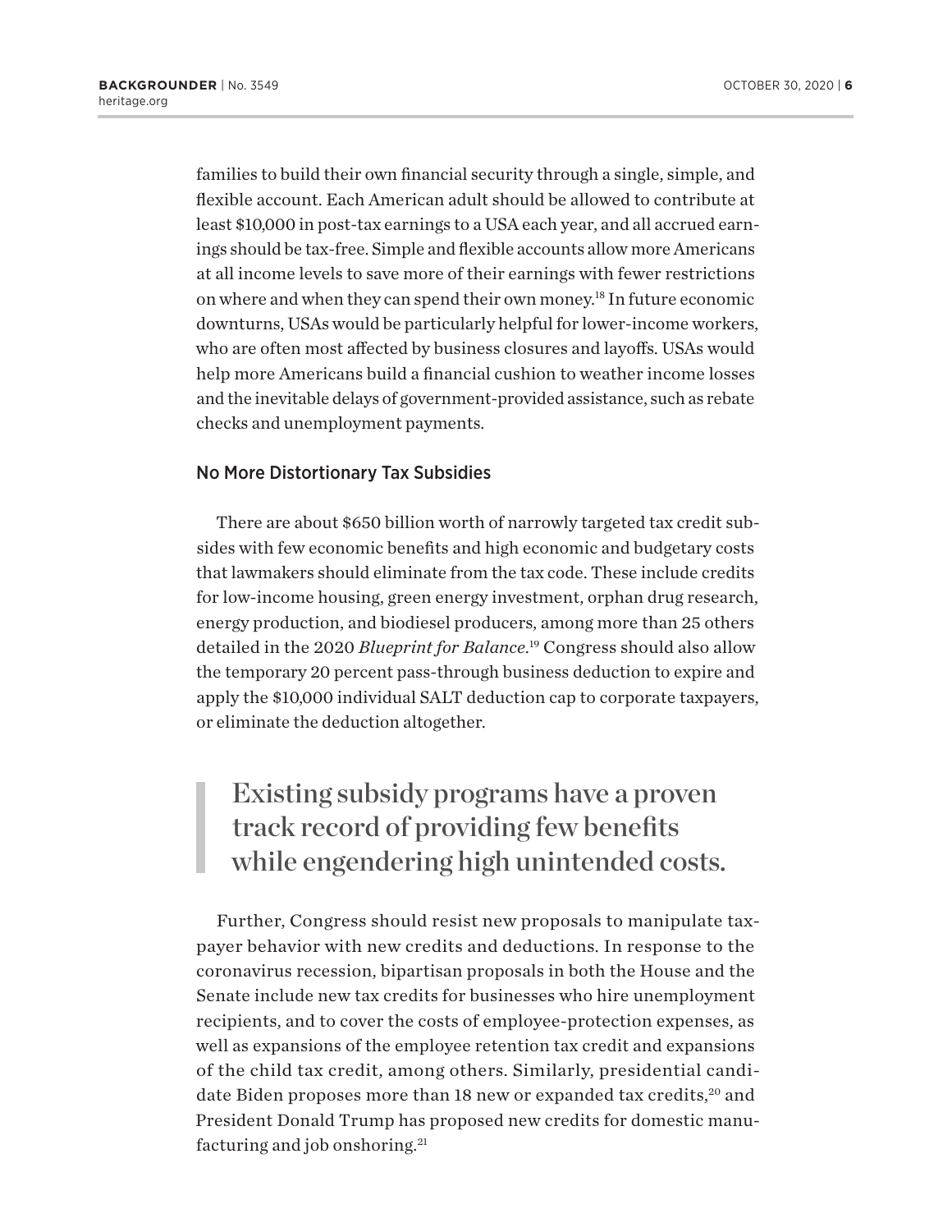families to build their own financial security through a single, simple, and flexible account. Each American adult should be allowed to contribute at least $10,000 in post-tax earnings to a USA each year, and all accrued earnings should be tax-free. Simple and flexible accounts allow more Americans at all income levels to save more of their earnings with fewer restrictions on where and when they can spend their own money.[18] In future economic downturns, USAs would be particularly helpful for lower-income workers, who are often most affected by business closures and layoffs. USAs would help more Americans build a financial cushion to weather income losses and the inevitable delays of government-provided assistance, such as rebate checks and unemployment payments.

### No More Distortionary Tax Subsidies

There are about $650 billion worth of narrowly targeted tax credit subsides with few economic benefits and high economic and budgetary costs that lawmakers should eliminate from the tax code. These include credits for low-income housing, green energy investment, orphan drug research, energy production, and biodiesel producers, among more than 25 others detailed in the 2020 *Blueprint for Balance*.[19] Congress should also allow the temporary 20 percent pass-through business deduction to expire and apply the $10,000 individual SALT deduction cap to corporate taxpayers, or eliminate the deduction altogether.

> Existing subsidy programs have a proven track record of providing few benefits while engendering high unintended costs.

Further, Congress should resist new proposals to manipulate taxpayer behavior with new credits and deductions. In response to the coronavirus recession, bipartisan proposals in both the House and the Senate include new tax credits for businesses who hire unemployment recipients, and to cover the costs of employee-protection expenses, as well as expansions of the employee retention tax credit and expansions of the child tax credit, among others. Similarly, presidential candidate Biden proposes more than 18 new or expanded tax credits,[20] and President Donald Trump has proposed new credits for domestic manufacturing and job onshoring.[21]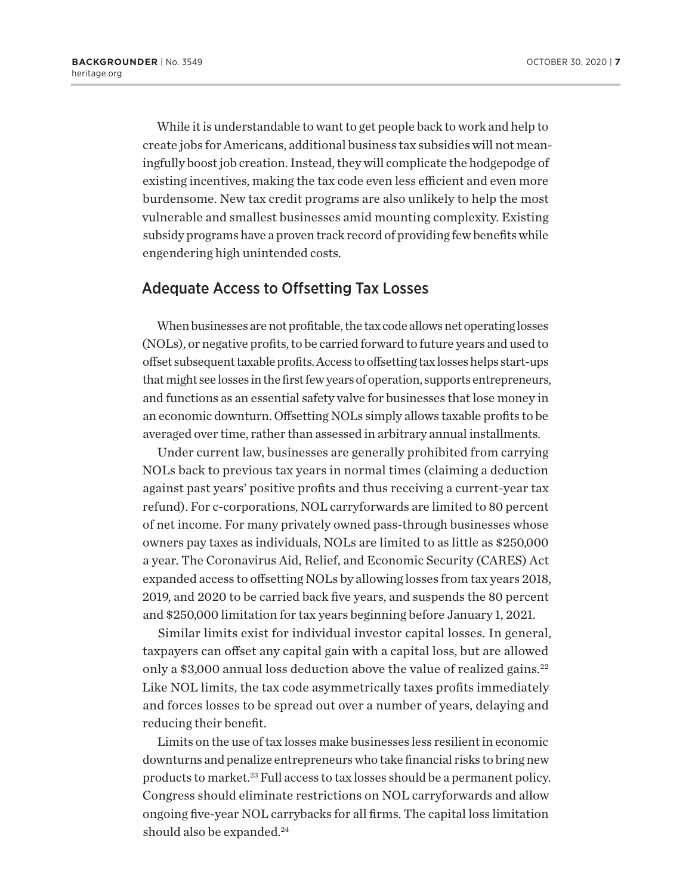While it is understandable to want to get people back to work and help to create jobs for Americans, additional business tax subsidies will not meaningfully boost job creation. Instead, they will complicate the hodgepodge of existing incentives, making the tax code even less efficient and even more burdensome. New tax credit programs are also unlikely to help the most vulnerable and smallest businesses amid mounting complexity. Existing subsidy programs have a proven track record of providing few benefits while engendering high unintended costs.

## Adequate Access to Offsetting Tax Losses

When businesses are not profitable, the tax code allows net operating losses (NOLs), or negative profits, to be carried forward to future years and used to offset subsequent taxable profits. Access to offsetting tax losses helps start-ups that might see losses in the first few years of operation, supports entrepreneurs, and functions as an essential safety valve for businesses that lose money in an economic downturn. Offsetting NOLs simply allows taxable profits to be averaged over time, rather than assessed in arbitrary annual installments.

Under current law, businesses are generally prohibited from carrying NOLs back to previous tax years in normal times (claiming a deduction against past years' positive profits and thus receiving a current-year tax refund). For c-corporations, NOL carryforwards are limited to 80 percent of net income. For many privately owned pass-through businesses whose owners pay taxes as individuals, NOLs are limited to as little as $250,000 a year. The Coronavirus Aid, Relief, and Economic Security (CARES) Act expanded access to offsetting NOLs by allowing losses from tax years 2018, 2019, and 2020 to be carried back five years, and suspends the 80 percent and $250,000 limitation for tax years beginning before January 1, 2021.

Similar limits exist for individual investor capital losses. In general, taxpayers can offset any capital gain with a capital loss, but are allowed only a $3,000 annual loss deduction above the value of realized gains.[22] Like NOL limits, the tax code asymmetrically taxes profits immediately and forces losses to be spread out over a number of years, delaying and reducing their benefit.

Limits on the use of tax losses make businesses less resilient in economic downturns and penalize entrepreneurs who take financial risks to bring new products to market.[23] Full access to tax losses should be a permanent policy. Congress should eliminate restrictions on NOL carryforwards and allow ongoing five-year NOL carrybacks for all firms. The capital loss limitation should also be expanded.[24]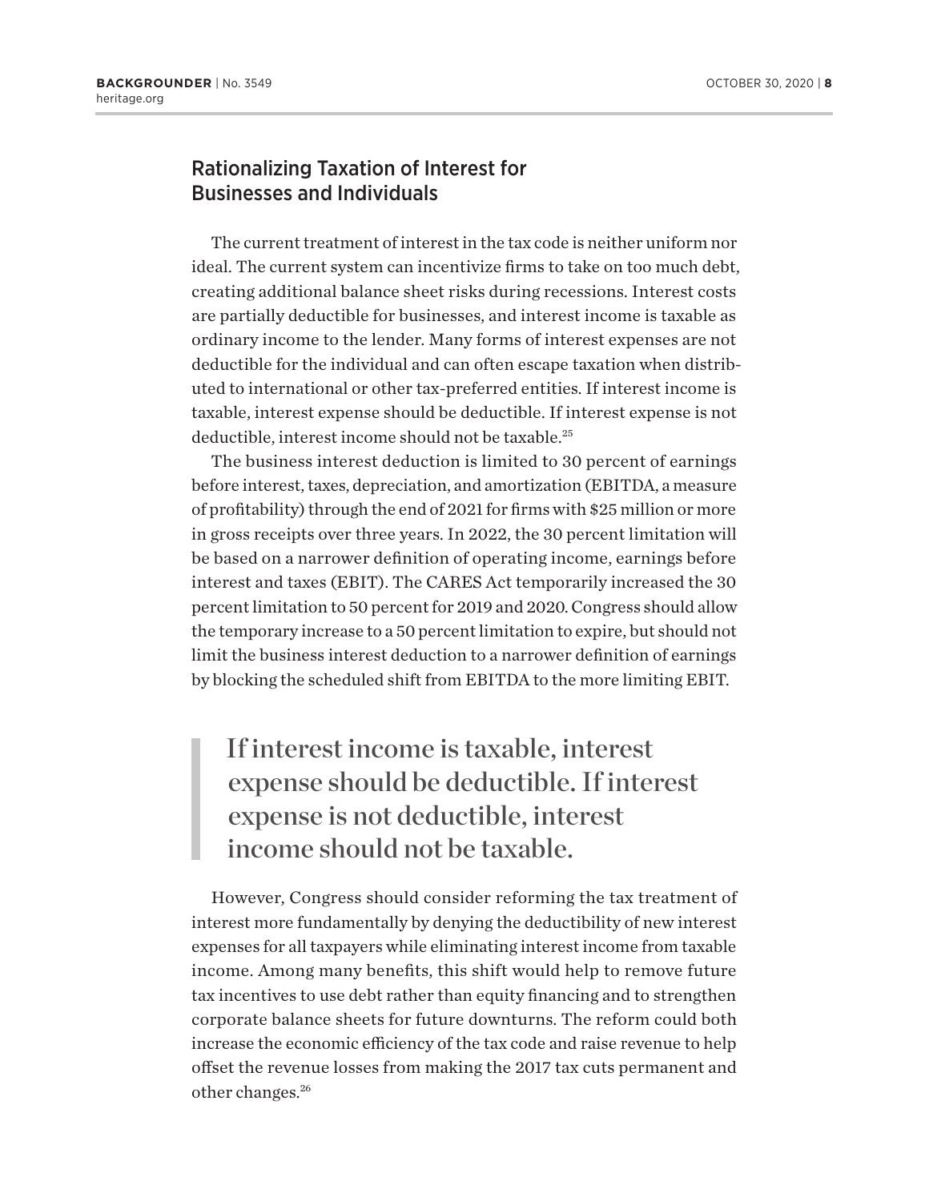## Rationalizing Taxation of Interest for Businesses and Individuals

The current treatment of interest in the tax code is neither uniform nor ideal. The current system can incentivize firms to take on too much debt, creating additional balance sheet risks during recessions. Interest costs are partially deductible for businesses, and interest income is taxable as ordinary income to the lender. Many forms of interest expenses are not deductible for the individual and can often escape taxation when distributed to international or other tax-preferred entities. If interest income is taxable, interest expense should be deductible. If interest expense is not deductible, interest income should not be taxable.[25]

The business interest deduction is limited to 30 percent of earnings before interest, taxes, depreciation, and amortization (EBITDA, a measure of profitability) through the end of 2021 for firms with $25 million or more in gross receipts over three years. In 2022, the 30 percent limitation will be based on a narrower definition of operating income, earnings before interest and taxes (EBIT). The CARES Act temporarily increased the 30 percent limitation to 50 percent for 2019 and 2020. Congress should allow the temporary increase to a 50 percent limitation to expire, but should not limit the business interest deduction to a narrower definition of earnings by blocking the scheduled shift from EBITDA to the more limiting EBIT.

> If interest income is taxable, interest expense should be deductible. If interest expense is not deductible, interest income should not be taxable.

However, Congress should consider reforming the tax treatment of interest more fundamentally by denying the deductibility of new interest expenses for all taxpayers while eliminating interest income from taxable income. Among many benefits, this shift would help to remove future tax incentives to use debt rather than equity financing and to strengthen corporate balance sheets for future downturns. The reform could both increase the economic efficiency of the tax code and raise revenue to help offset the revenue losses from making the 2017 tax cuts permanent and other changes.[26]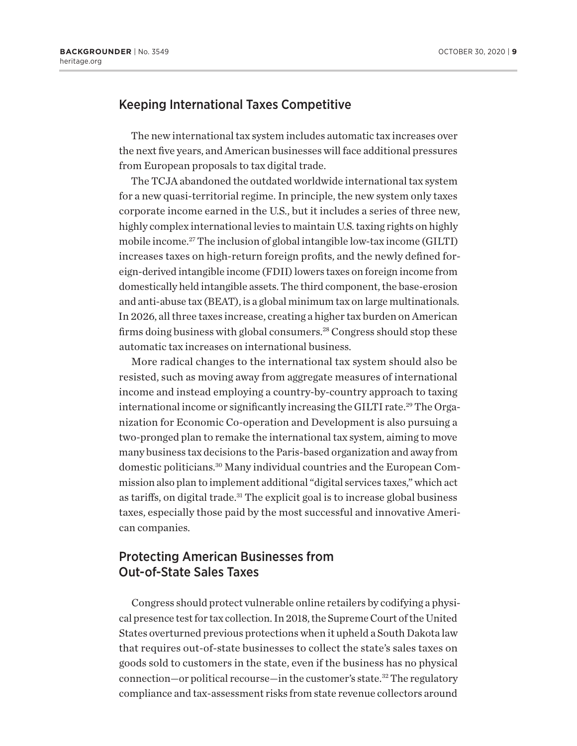## Keeping International Taxes Competitive

The new international tax system includes automatic tax increases over the next five years, and American businesses will face additional pressures from European proposals to tax digital trade.

The TCJA abandoned the outdated worldwide international tax system for a new quasi-territorial regime. In principle, the new system only taxes corporate income earned in the U.S., but it includes a series of three new, highly complex international levies to maintain U.S. taxing rights on highly mobile income.[27] The inclusion of global intangible low-tax income (GILTI) increases taxes on high-return foreign profits, and the newly defined foreign-derived intangible income (FDII) lowers taxes on foreign income from domestically held intangible assets. The third component, the base-erosion and anti-abuse tax (BEAT), is a global minimum tax on large multinationals. In 2026, all three taxes increase, creating a higher tax burden on American firms doing business with global consumers.[28] Congress should stop these automatic tax increases on international business.

More radical changes to the international tax system should also be resisted, such as moving away from aggregate measures of international income and instead employing a country-by-country approach to taxing international income or significantly increasing the GILTI rate.[29] The Organization for Economic Co-operation and Development is also pursuing a two-pronged plan to remake the international tax system, aiming to move many business tax decisions to the Paris-based organization and away from domestic politicians.[30] Many individual countries and the European Commission also plan to implement additional "digital services taxes," which act as tariffs, on digital trade.[31] The explicit goal is to increase global business taxes, especially those paid by the most successful and innovative American companies.

## Protecting American Businesses from Out-of-State Sales Taxes

Congress should protect vulnerable online retailers by codifying a physical presence test for tax collection. In 2018, the Supreme Court of the United States overturned previous protections when it upheld a South Dakota law that requires out-of-state businesses to collect the state's sales taxes on goods sold to customers in the state, even if the business has no physical connection—or political recourse—in the customer's state.[32] The regulatory compliance and tax-assessment risks from state revenue collectors around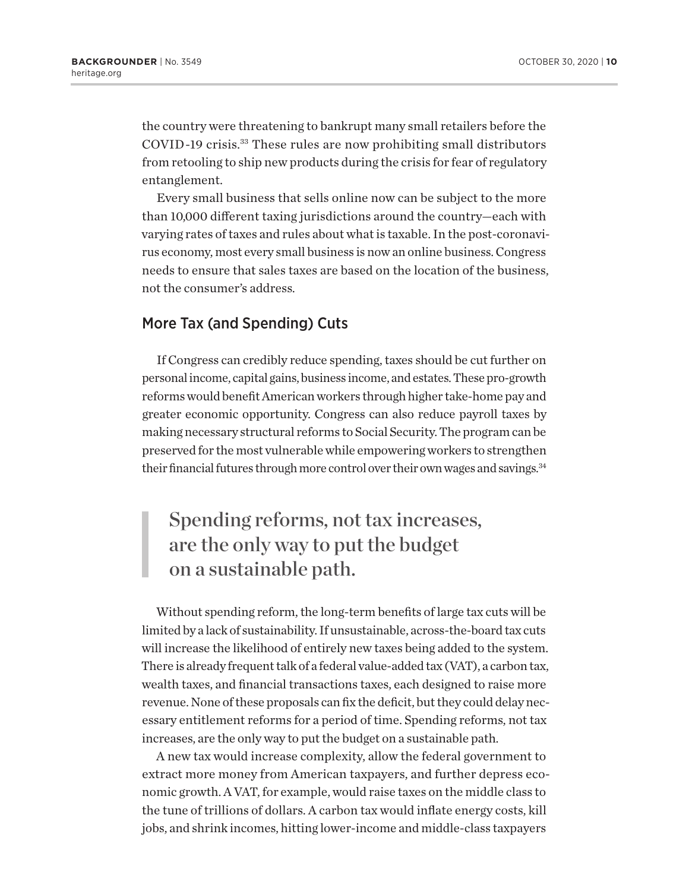the country were threatening to bankrupt many small retailers before the COVID-19 crisis.[33] These rules are now prohibiting small distributors from retooling to ship new products during the crisis for fear of regulatory entanglement.

Every small business that sells online now can be subject to the more than 10,000 different taxing jurisdictions around the country—each with varying rates of taxes and rules about what is taxable. In the post-coronavirus economy, most every small business is now an online business. Congress needs to ensure that sales taxes are based on the location of the business, not the consumer's address.

## More Tax (and Spending) Cuts

If Congress can credibly reduce spending, taxes should be cut further on personal income, capital gains, business income, and estates. These pro-growth reforms would benefit American workers through higher take-home pay and greater economic opportunity. Congress can also reduce payroll taxes by making necessary structural reforms to Social Security. The program can be preserved for the most vulnerable while empowering workers to strengthen their financial futures through more control over their own wages and savings.[34]

> Spending reforms, not tax increases, are the only way to put the budget on a sustainable path.

Without spending reform, the long-term benefits of large tax cuts will be limited by a lack of sustainability. If unsustainable, across-the-board tax cuts will increase the likelihood of entirely new taxes being added to the system. There is already frequent talk of a federal value-added tax (VAT), a carbon tax, wealth taxes, and financial transactions taxes, each designed to raise more revenue. None of these proposals can fix the deficit, but they could delay necessary entitlement reforms for a period of time. Spending reforms, not tax increases, are the only way to put the budget on a sustainable path.

A new tax would increase complexity, allow the federal government to extract more money from American taxpayers, and further depress economic growth. A VAT, for example, would raise taxes on the middle class to the tune of trillions of dollars. A carbon tax would inflate energy costs, kill jobs, and shrink incomes, hitting lower-income and middle-class taxpayers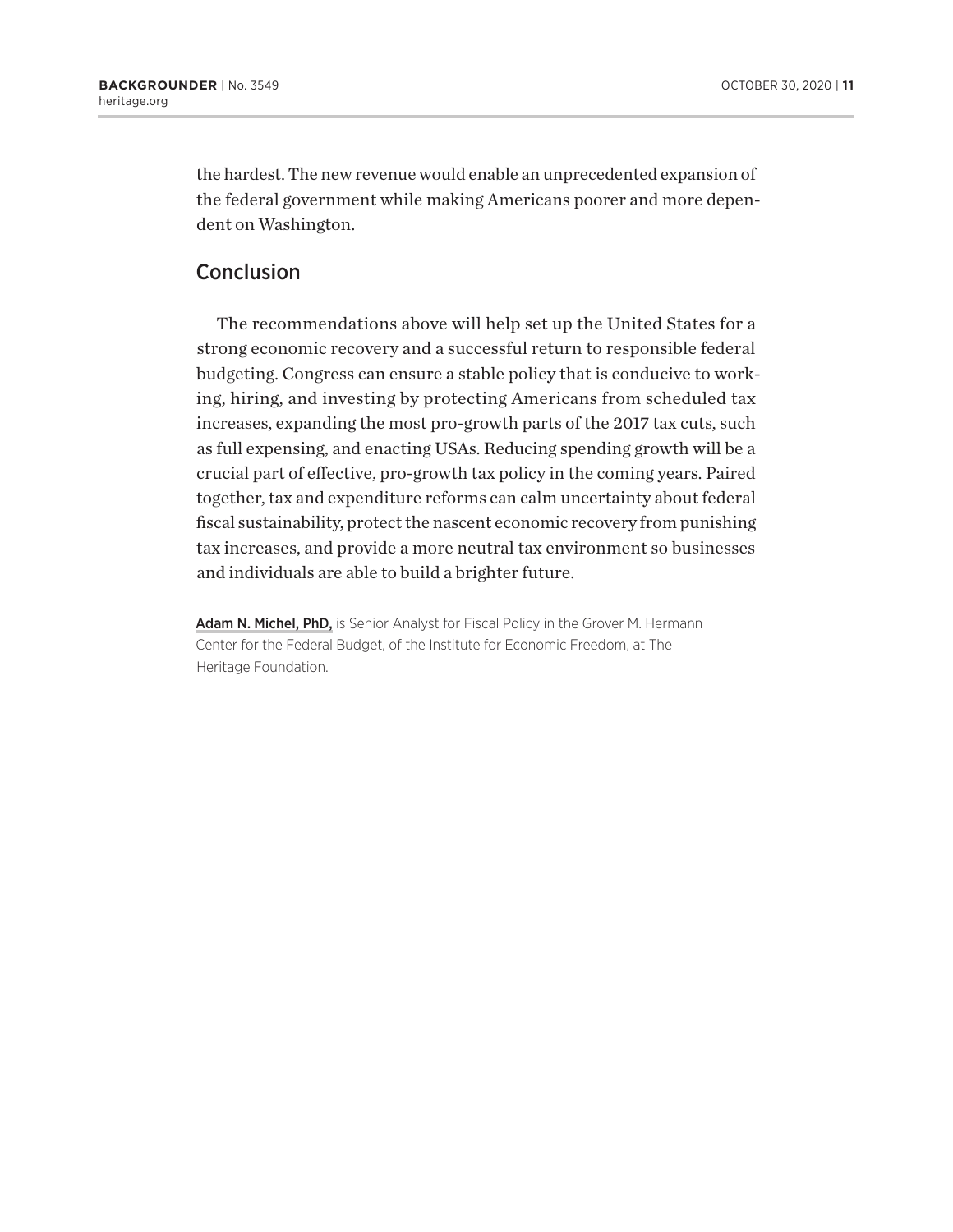the hardest. The new revenue would enable an unprecedented expansion of the federal government while making Americans poorer and more dependent on Washington.

## Conclusion

The recommendations above will help set up the United States for a strong economic recovery and a successful return to responsible federal budgeting. Congress can ensure a stable policy that is conducive to working, hiring, and investing by protecting Americans from scheduled tax increases, expanding the most pro-growth parts of the 2017 tax cuts, such as full expensing, and enacting USAs. Reducing spending growth will be a crucial part of effective, pro-growth tax policy in the coming years. Paired together, tax and expenditure reforms can calm uncertainty about federal fiscal sustainability, protect the nascent economic recovery from punishing tax increases, and provide a more neutral tax environment so businesses and individuals are able to build a brighter future.

**Adam N. Michel, PhD,** is Senior Analyst for Fiscal Policy in the Grover M. Hermann Center for the Federal Budget, of the Institute for Economic Freedom, at The Heritage Foundation.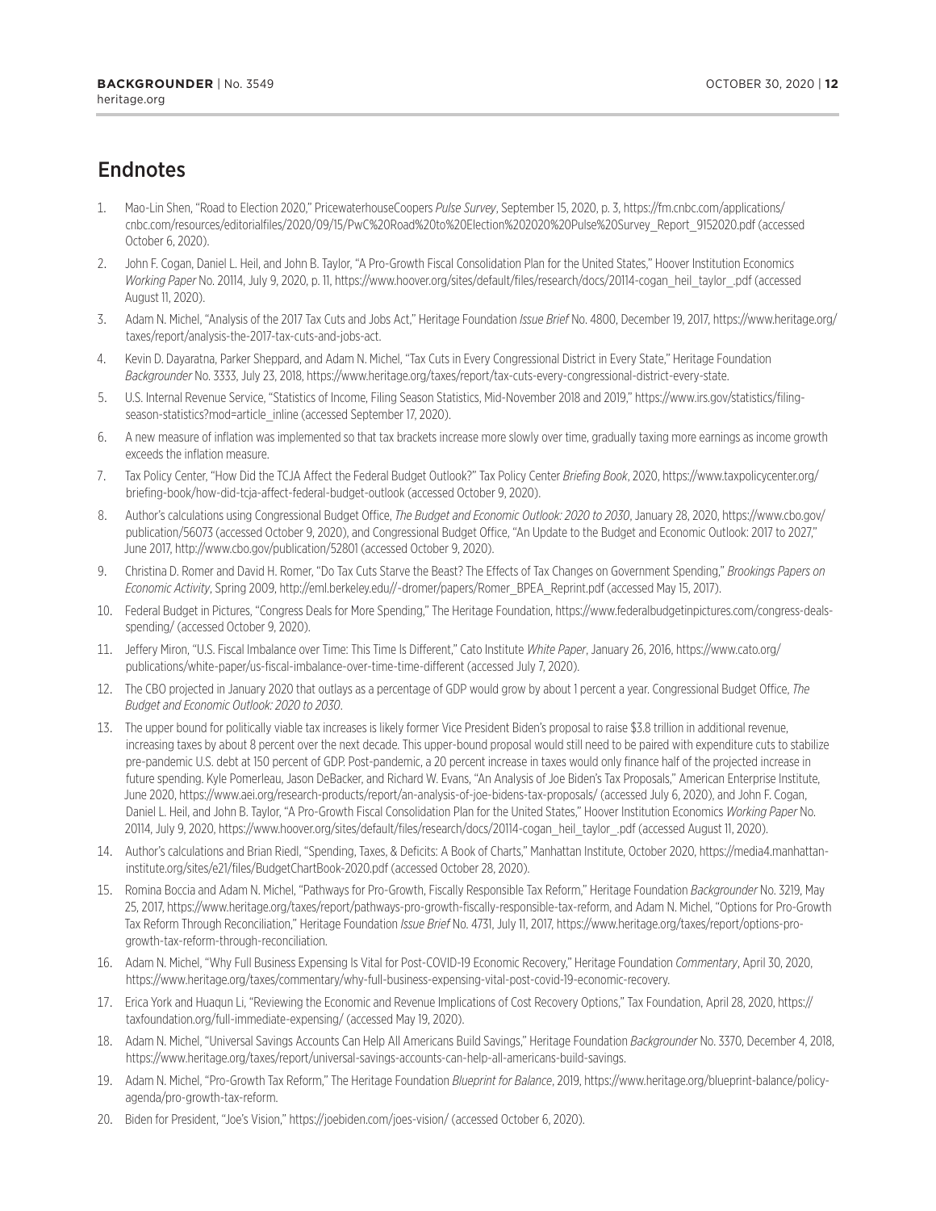## Endnotes

1. Mao-Lin Shen, "Road to Election 2020," PricewaterhouseCoopers *Pulse Survey*, September 15, 2020, p. 3, https://fm.cnbc.com/applications/cnbc.com/resources/editorialfiles/2020/09/15/PwC%20Road%20to%20Election%202020%20Pulse%20Survey_Report_9152020.pdf (accessed October 6, 2020).
2. John F. Cogan, Daniel L. Heil, and John B. Taylor, "A Pro-Growth Fiscal Consolidation Plan for the United States," Hoover Institution Economics *Working Paper* No. 20114, July 9, 2020, p. 11, https://www.hoover.org/sites/default/files/research/docs/20114-cogan_heil_taylor_.pdf (accessed August 11, 2020).
3. Adam N. Michel, "Analysis of the 2017 Tax Cuts and Jobs Act," Heritage Foundation *Issue Brief* No. 4800, December 19, 2017, https://www.heritage.org/taxes/report/analysis-the-2017-tax-cuts-and-jobs-act.
4. Kevin D. Dayaratna, Parker Sheppard, and Adam N. Michel, "Tax Cuts in Every Congressional District in Every State," Heritage Foundation *Backgrounder* No. 3333, July 23, 2018, https://www.heritage.org/taxes/report/tax-cuts-every-congressional-district-every-state.
5. U.S. Internal Revenue Service, "Statistics of Income, Filing Season Statistics, Mid-November 2018 and 2019," https://www.irs.gov/statistics/filing-season-statistics?mod=article_inline (accessed September 17, 2020).
6. A new measure of inflation was implemented so that tax brackets increase more slowly over time, gradually taxing more earnings as income growth exceeds the inflation measure.
7. Tax Policy Center, "How Did the TCJA Affect the Federal Budget Outlook?" Tax Policy Center *Briefing Book*, 2020, https://www.taxpolicycenter.org/briefing-book/how-did-tcja-affect-federal-budget-outlook (accessed October 9, 2020).
8. Author's calculations using Congressional Budget Office, *The Budget and Economic Outlook: 2020 to 2030*, January 28, 2020, https://www.cbo.gov/publication/56073 (accessed October 9, 2020), and Congressional Budget Office, "An Update to the Budget and Economic Outlook: 2017 to 2027," June 2017, http://www.cbo.gov/publication/52801 (accessed October 9, 2020).
9. Christina D. Romer and David H. Romer, "Do Tax Cuts Starve the Beast? The Effects of Tax Changes on Government Spending," *Brookings Papers on Economic Activity*, Spring 2009, http://eml.berkeley.edu//~dromer/papers/Romer_BPEA_Reprint.pdf (accessed May 15, 2017).
10. Federal Budget in Pictures, "Congress Deals for More Spending," The Heritage Foundation, https://www.federalbudgetinpictures.com/congress-deals-spending/ (accessed October 9, 2020).
11. Jeffery Miron, "U.S. Fiscal Imbalance over Time: This Time Is Different," Cato Institute *White Paper*, January 26, 2016, https://www.cato.org/publications/white-paper/us-fiscal-imbalance-over-time-time-different (accessed July 7, 2020).
12. The CBO projected in January 2020 that outlays as a percentage of GDP would grow by about 1 percent a year. Congressional Budget Office, *The Budget and Economic Outlook: 2020 to 2030*.
13. The upper bound for politically viable tax increases is likely former Vice President Biden's proposal to raise $3.8 trillion in additional revenue, increasing taxes by about 8 percent over the next decade. This upper-bound proposal would still need to be paired with expenditure cuts to stabilize pre-pandemic U.S. debt at 150 percent of GDP. Post-pandemic, a 20 percent increase in taxes would only finance half of the projected increase in future spending. Kyle Pomerleau, Jason DeBacker, and Richard W. Evans, "An Analysis of Joe Biden's Tax Proposals," American Enterprise Institute, June 2020, https://www.aei.org/research-products/report/an-analysis-of-joe-bidens-tax-proposals/ (accessed July 6, 2020), and John F. Cogan, Daniel L. Heil, and John B. Taylor, "A Pro-Growth Fiscal Consolidation Plan for the United States," Hoover Institution Economics *Working Paper* No. 20114, July 9, 2020, https://www.hoover.org/sites/default/files/research/docs/20114-cogan_heil_taylor_.pdf (accessed August 11, 2020).
14. Author's calculations and Brian Riedl, "Spending, Taxes, & Deficits: A Book of Charts," Manhattan Institute, October 2020, https://media4.manhattan-institute.org/sites/e21/files/BudgetChartBook-2020.pdf (accessed October 28, 2020).
15. Romina Boccia and Adam N. Michel, "Pathways for Pro-Growth, Fiscally Responsible Tax Reform," Heritage Foundation *Backgrounder* No. 3219, May 25, 2017, https://www.heritage.org/taxes/report/pathways-pro-growth-fiscally-responsible-tax-reform, and Adam N. Michel, "Options for Pro-Growth Tax Reform Through Reconciliation," Heritage Foundation *Issue Brief* No. 4731, July 11, 2017, https://www.heritage.org/taxes/report/options-pro-growth-tax-reform-through-reconciliation.
16. Adam N. Michel, "Why Full Business Expensing Is Vital for Post-COVID-19 Economic Recovery," Heritage Foundation *Commentary*, April 30, 2020, https://www.heritage.org/taxes/commentary/why-full-business-expensing-vital-post-covid-19-economic-recovery.
17. Erica York and Huaqun Li, "Reviewing the Economic and Revenue Implications of Cost Recovery Options," Tax Foundation, April 28, 2020, https://taxfoundation.org/full-immediate-expensing/ (accessed May 19, 2020).
18. Adam N. Michel, "Universal Savings Accounts Can Help All Americans Build Savings," Heritage Foundation *Backgrounder* No. 3370, December 4, 2018, https://www.heritage.org/taxes/report/universal-savings-accounts-can-help-all-americans-build-savings.
19. Adam N. Michel, "Pro-Growth Tax Reform," The Heritage Foundation *Blueprint for Balance*, 2019, https://www.heritage.org/blueprint-balance/policy-agenda/pro-growth-tax-reform.
20. Biden for President, "Joe's Vision," https://joebiden.com/joes-vision/ (accessed October 6, 2020).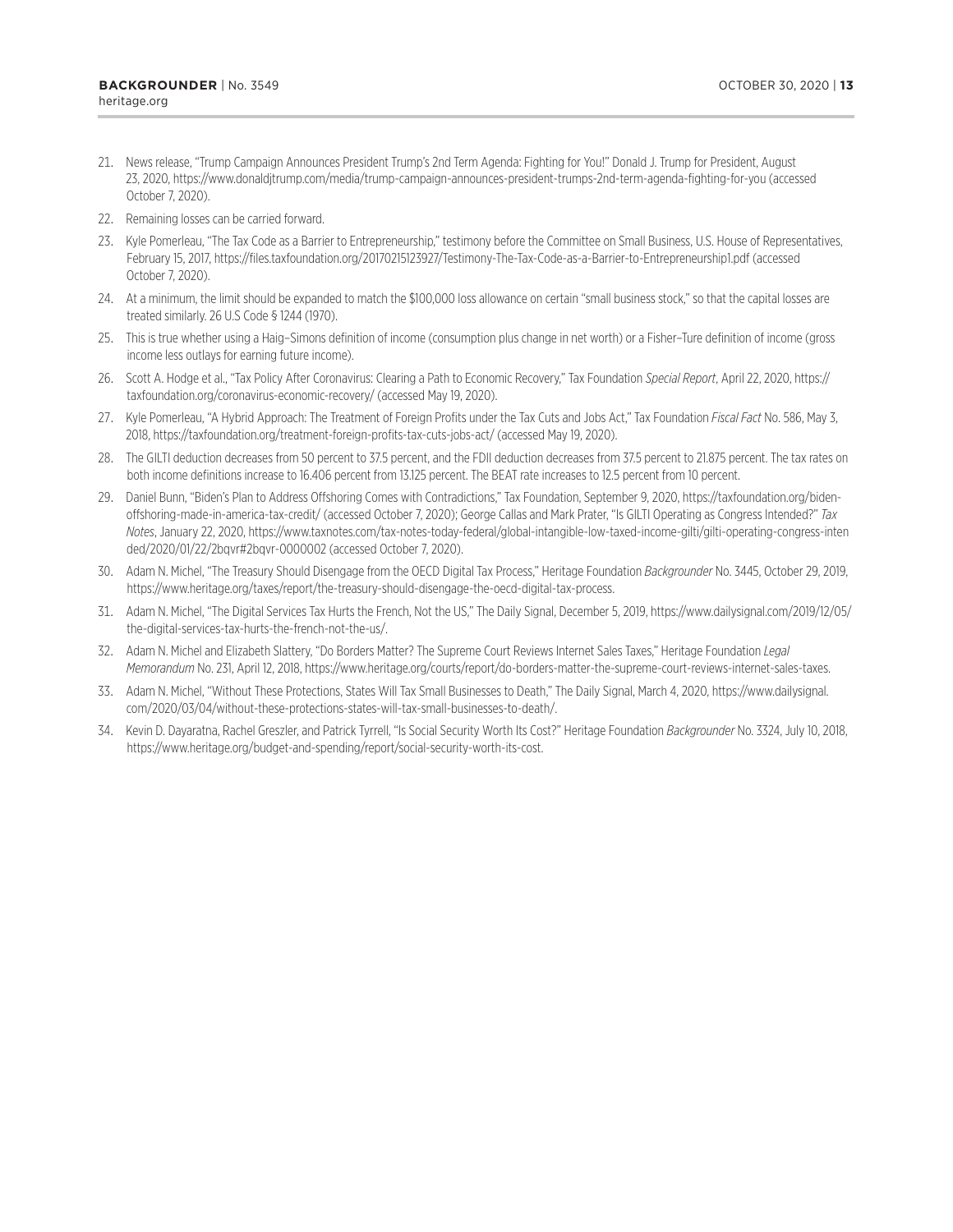21. News release, "Trump Campaign Announces President Trump's 2nd Term Agenda: Fighting for You!" Donald J. Trump for President, August 23, 2020, https://www.donaldjtrump.com/media/trump-campaign-announces-president-trumps-2nd-term-agenda-fighting-for-you (accessed October 7, 2020).
22. Remaining losses can be carried forward.
23. Kyle Pomerleau, "The Tax Code as a Barrier to Entrepreneurship," testimony before the Committee on Small Business, U.S. House of Representatives, February 15, 2017, https://files.taxfoundation.org/20170215123927/Testimony-The-Tax-Code-as-a-Barrier-to-Entrepreneurship1.pdf (accessed October 7, 2020).
24. At a minimum, the limit should be expanded to match the $100,000 loss allowance on certain "small business stock," so that the capital losses are treated similarly. 26 U.S Code § 1244 (1970).
25. This is true whether using a Haig–Simons definition of income (consumption plus change in net worth) or a Fisher–Ture definition of income (gross income less outlays for earning future income).
26. Scott A. Hodge et al., "Tax Policy After Coronavirus: Clearing a Path to Economic Recovery," Tax Foundation *Special Report*, April 22, 2020, https://taxfoundation.org/coronavirus-economic-recovery/ (accessed May 19, 2020).
27. Kyle Pomerleau, "A Hybrid Approach: The Treatment of Foreign Profits under the Tax Cuts and Jobs Act," Tax Foundation *Fiscal Fact* No. 586, May 3, 2018, https://taxfoundation.org/treatment-foreign-profits-tax-cuts-jobs-act/ (accessed May 19, 2020).
28. The GILTI deduction decreases from 50 percent to 37.5 percent, and the FDII deduction decreases from 37.5 percent to 21.875 percent. The tax rates on both income definitions increase to 16.406 percent from 13.125 percent. The BEAT rate increases to 12.5 percent from 10 percent.
29. Daniel Bunn, "Biden's Plan to Address Offshoring Comes with Contradictions," Tax Foundation, September 9, 2020, https://taxfoundation.org/biden-offshoring-made-in-america-tax-credit/ (accessed October 7, 2020); George Callas and Mark Prater, "Is GILTI Operating as Congress Intended?" *Tax Notes*, January 22, 2020, https://www.taxnotes.com/tax-notes-today-federal/global-intangible-low-taxed-income-gilti/gilti-operating-congress-intended/2020/01/22/2bqvr#2bqvr-0000002 (accessed October 7, 2020).
30. Adam N. Michel, "The Treasury Should Disengage from the OECD Digital Tax Process," Heritage Foundation *Backgrounder* No. 3445, October 29, 2019, https://www.heritage.org/taxes/report/the-treasury-should-disengage-the-oecd-digital-tax-process.
31. Adam N. Michel, "The Digital Services Tax Hurts the French, Not the US," The Daily Signal, December 5, 2019, https://www.dailysignal.com/2019/12/05/the-digital-services-tax-hurts-the-french-not-the-us/.
32. Adam N. Michel and Elizabeth Slattery, "Do Borders Matter? The Supreme Court Reviews Internet Sales Taxes," Heritage Foundation *Legal Memorandum* No. 231, April 12, 2018, https://www.heritage.org/courts/report/do-borders-matter-the-supreme-court-reviews-internet-sales-taxes.
33. Adam N. Michel, "Without These Protections, States Will Tax Small Businesses to Death," The Daily Signal, March 4, 2020, https://www.dailysignal.com/2020/03/04/without-these-protections-states-will-tax-small-businesses-to-death/.
34. Kevin D. Dayaratna, Rachel Greszler, and Patrick Tyrrell, "Is Social Security Worth Its Cost?" Heritage Foundation *Backgrounder* No. 3324, July 10, 2018, https://www.heritage.org/budget-and-spending/report/social-security-worth-its-cost.